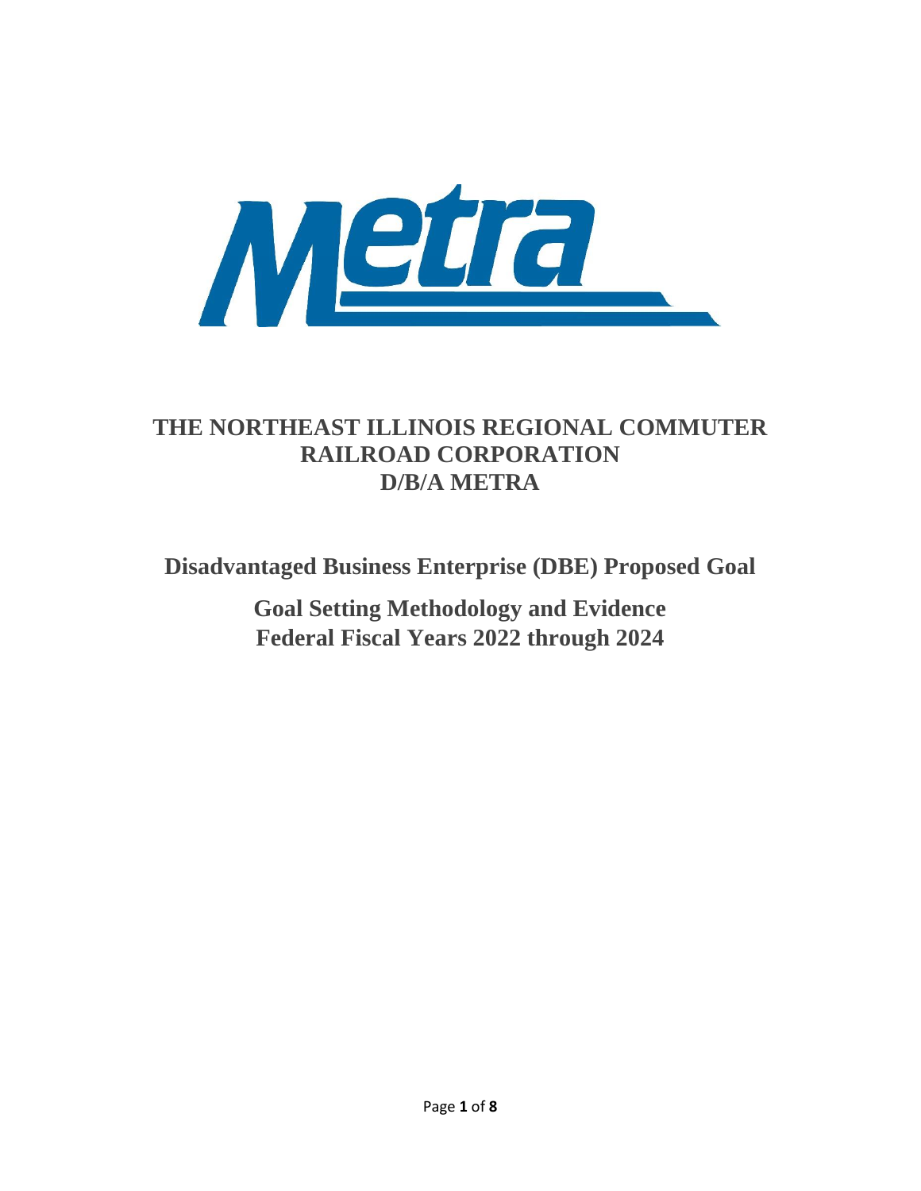# THE NORTHEAST ILLINOIS REGIONAL COMMUTER RAILROAD CORPORATION D/B/A METRA

## Disadvantaged Business Enterprise (DBE) Proposed Goal

### Goal Setting Methodology and Evidence
### Federal Fiscal Years 2022 through 2024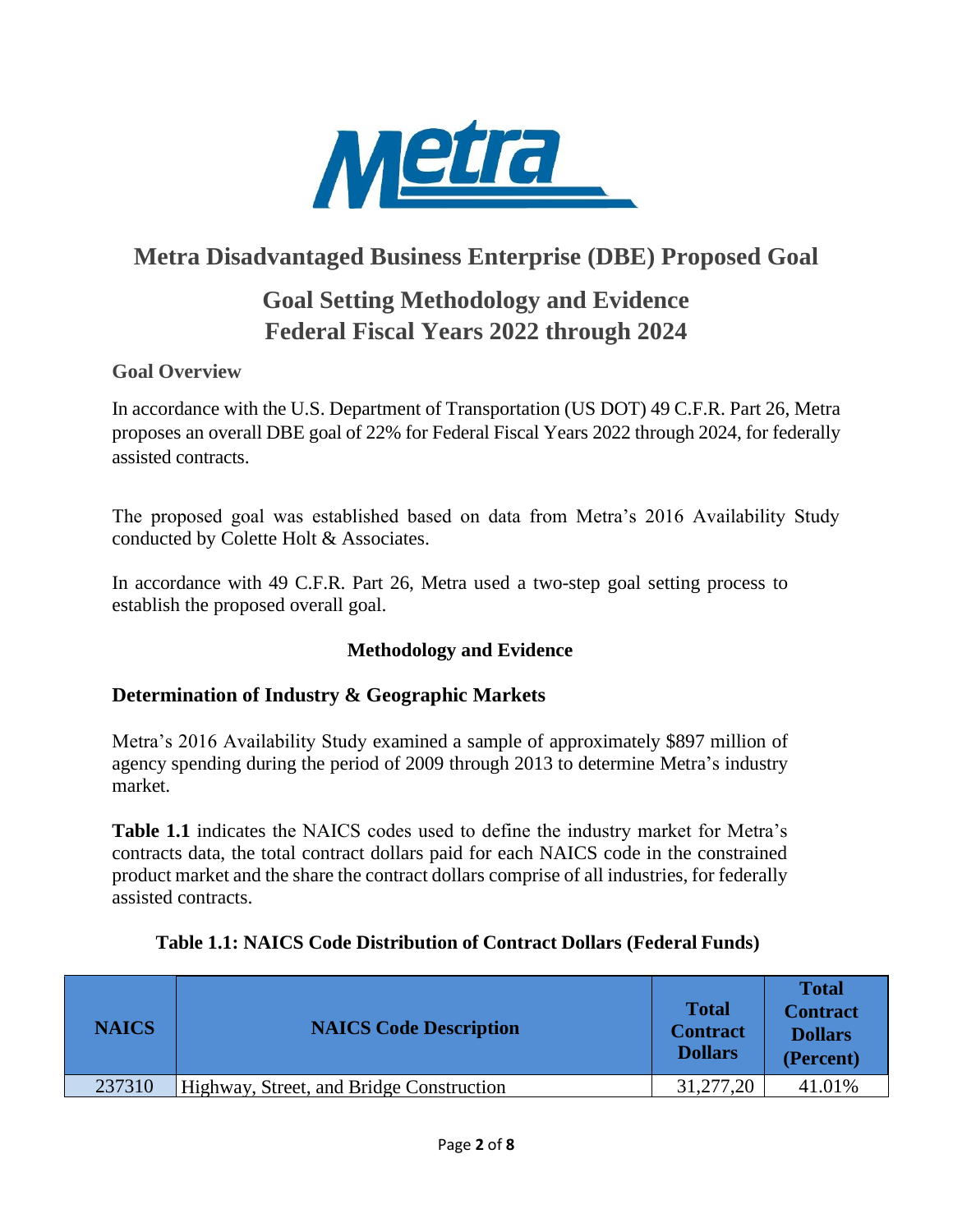# Metra Disadvantaged Business Enterprise (DBE) Proposed Goal

## Goal Setting Methodology and Evidence
## Federal Fiscal Years 2022 through 2024

### Goal Overview

In accordance with the U.S. Department of Transportation (US DOT) 49 C.F.R. Part 26, Metra proposes an overall DBE goal of 22% for Federal Fiscal Years 2022 through 2024, for federally assisted contracts.

The proposed goal was established based on data from Metra's 2016 Availability Study conducted by Colette Holt & Associates.

In accordance with 49 C.F.R. Part 26, Metra used a two-step goal setting process to establish the proposed overall goal.

### Methodology and Evidence

### Determination of Industry & Geographic Markets

Metra's 2016 Availability Study examined a sample of approximately $897 million of agency spending during the period of 2009 through 2013 to determine Metra's industry market.

**Table 1.1** indicates the NAICS codes used to define the industry market for Metra's contracts data, the total contract dollars paid for each NAICS code in the constrained product market and the share the contract dollars comprise of all industries, for federally assisted contracts.

**Table 1.1: NAICS Code Distribution of Contract Dollars (Federal Funds)**

| NAICS | NAICS Code Description | Total Contract Dollars | Total Contract Dollars (Percent) |
|---|---|---|---|
| 237310 | Highway, Street, and Bridge Construction | 31,277,20 | 41.01% |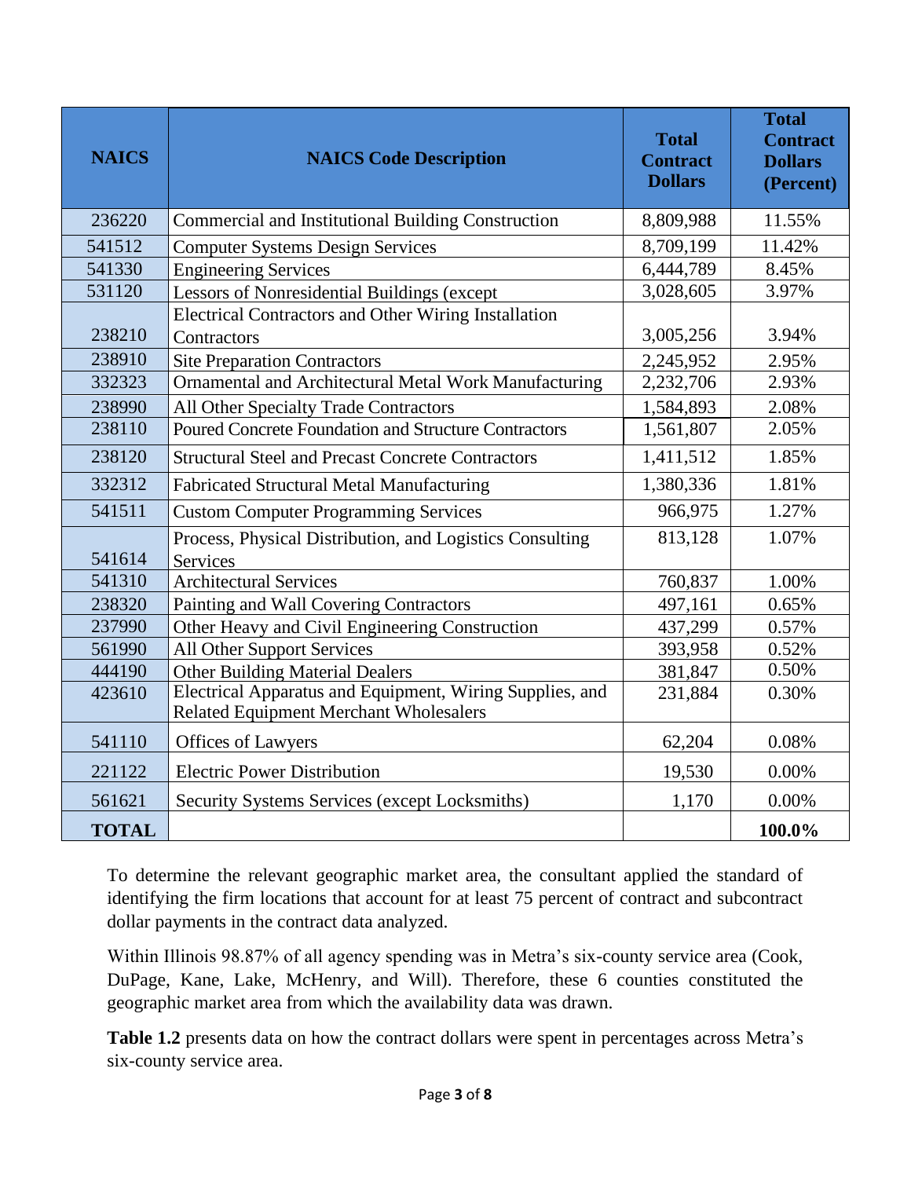| NAICS | NAICS Code Description | Total Contract Dollars | Total Contract Dollars (Percent) |
|---|---|---|---|
| 236220 | Commercial and Institutional Building Construction | 8,809,988 | 11.55% |
| 541512 | Computer Systems Design Services | 8,709,199 | 11.42% |
| 541330 | Engineering Services | 6,444,789 | 8.45% |
| 531120 | Lessors of Nonresidential Buildings (except | 3,028,605 | 3.97% |
| 238210 | Electrical Contractors and Other Wiring Installation Contractors | 3,005,256 | 3.94% |
| 238910 | Site Preparation Contractors | 2,245,952 | 2.95% |
| 332323 | Ornamental and Architectural Metal Work Manufacturing | 2,232,706 | 2.93% |
| 238990 | All Other Specialty Trade Contractors | 1,584,893 | 2.08% |
| 238110 | Poured Concrete Foundation and Structure Contractors | 1,561,807 | 2.05% |
| 238120 | Structural Steel and Precast Concrete Contractors | 1,411,512 | 1.85% |
| 332312 | Fabricated Structural Metal Manufacturing | 1,380,336 | 1.81% |
| 541511 | Custom Computer Programming Services | 966,975 | 1.27% |
| 541614 | Process, Physical Distribution, and Logistics Consulting Services | 813,128 | 1.07% |
| 541310 | Architectural Services | 760,837 | 1.00% |
| 238320 | Painting and Wall Covering Contractors | 497,161 | 0.65% |
| 237990 | Other Heavy and Civil Engineering Construction | 437,299 | 0.57% |
| 561990 | All Other Support Services | 393,958 | 0.52% |
| 444190 | Other Building Material Dealers | 381,847 | 0.50% |
| 423610 | Electrical Apparatus and Equipment, Wiring Supplies, and Related Equipment Merchant Wholesalers | 231,884 | 0.30% |
| 541110 | Offices of Lawyers | 62,204 | 0.08% |
| 221122 | Electric Power Distribution | 19,530 | 0.00% |
| 561621 | Security Systems Services (except Locksmiths) | 1,170 | 0.00% |
| **TOTAL** | | | **100.0%** |

To determine the relevant geographic market area, the consultant applied the standard of identifying the firm locations that account for at least 75 percent of contract and subcontract dollar payments in the contract data analyzed.

Within Illinois 98.87% of all agency spending was in Metra's six-county service area (Cook, DuPage, Kane, Lake, McHenry, and Will). Therefore, these 6 counties constituted the geographic market area from which the availability data was drawn.

**Table 1.2** presents data on how the contract dollars were spent in percentages across Metra's six-county service area.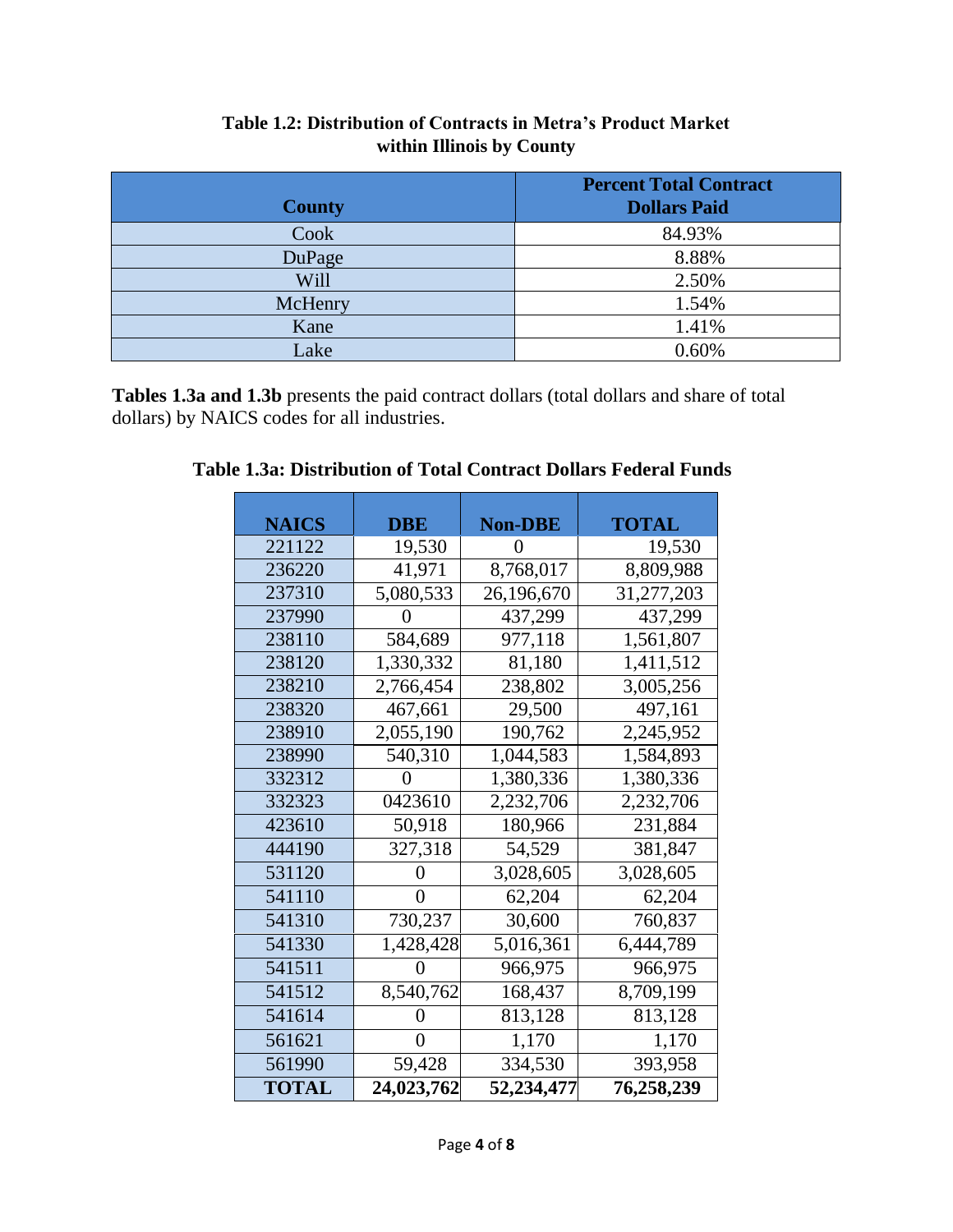**Table 1.2: Distribution of Contracts in Metra's Product Market within Illinois by County**

| County | Percent Total Contract Dollars Paid |
|---|---|
| Cook | 84.93% |
| DuPage | 8.88% |
| Will | 2.50% |
| McHenry | 1.54% |
| Kane | 1.41% |
| Lake | 0.60% |

**Tables 1.3a and 1.3b** presents the paid contract dollars (total dollars and share of total dollars) by NAICS codes for all industries.

**Table 1.3a: Distribution of Total Contract Dollars Federal Funds**

| NAICS | DBE | Non-DBE | TOTAL |
|---|---|---|---|
| 221122 | 19,530 | 0 | 19,530 |
| 236220 | 41,971 | 8,768,017 | 8,809,988 |
| 237310 | 5,080,533 | 26,196,670 | 31,277,203 |
| 237990 | 0 | 437,299 | 437,299 |
| 238110 | 584,689 | 977,118 | 1,561,807 |
| 238120 | 1,330,332 | 81,180 | 1,411,512 |
| 238210 | 2,766,454 | 238,802 | 3,005,256 |
| 238320 | 467,661 | 29,500 | 497,161 |
| 238910 | 2,055,190 | 190,762 | 2,245,952 |
| 238990 | 540,310 | 1,044,583 | 1,584,893 |
| 332312 | 0 | 1,380,336 | 1,380,336 |
| 332323 | 0423610 | 2,232,706 | 2,232,706 |
| 423610 | 50,918 | 180,966 | 231,884 |
| 444190 | 327,318 | 54,529 | 381,847 |
| 531120 | 0 | 3,028,605 | 3,028,605 |
| 541110 | 0 | 62,204 | 62,204 |
| 541310 | 730,237 | 30,600 | 760,837 |
| 541330 | 1,428,428 | 5,016,361 | 6,444,789 |
| 541511 | 0 | 966,975 | 966,975 |
| 541512 | 8,540,762 | 168,437 | 8,709,199 |
| 541614 | 0 | 813,128 | 813,128 |
| 561621 | 0 | 1,170 | 1,170 |
| 561990 | 59,428 | 334,530 | 393,958 |
| **TOTAL** | **24,023,762** | **52,234,477** | **76,258,239** |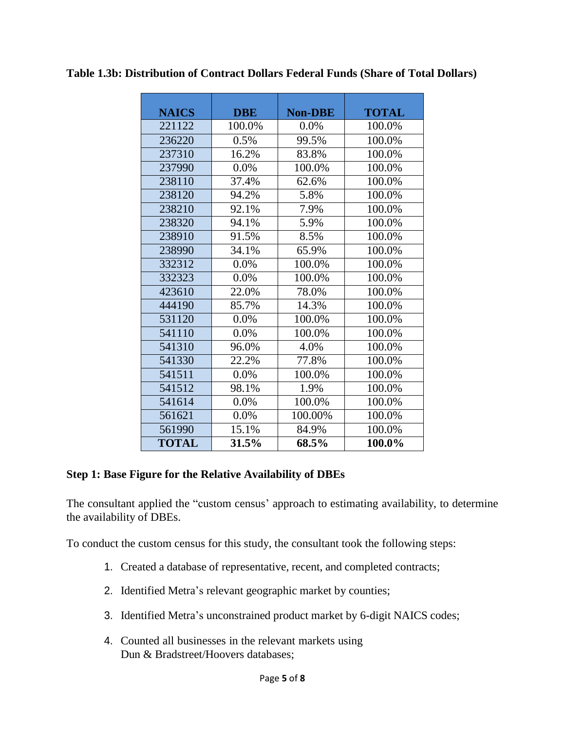**Table 1.3b: Distribution of Contract Dollars Federal Funds (Share of Total Dollars)**

| NAICS | DBE | Non-DBE | TOTAL |
|---|---|---|---|
| 221122 | 100.0% | 0.0% | 100.0% |
| 236220 | 0.5% | 99.5% | 100.0% |
| 237310 | 16.2% | 83.8% | 100.0% |
| 237990 | 0.0% | 100.0% | 100.0% |
| 238110 | 37.4% | 62.6% | 100.0% |
| 238120 | 94.2% | 5.8% | 100.0% |
| 238210 | 92.1% | 7.9% | 100.0% |
| 238320 | 94.1% | 5.9% | 100.0% |
| 238910 | 91.5% | 8.5% | 100.0% |
| 238990 | 34.1% | 65.9% | 100.0% |
| 332312 | 0.0% | 100.0% | 100.0% |
| 332323 | 0.0% | 100.0% | 100.0% |
| 423610 | 22.0% | 78.0% | 100.0% |
| 444190 | 85.7% | 14.3% | 100.0% |
| 531120 | 0.0% | 100.0% | 100.0% |
| 541110 | 0.0% | 100.0% | 100.0% |
| 541310 | 96.0% | 4.0% | 100.0% |
| 541330 | 22.2% | 77.8% | 100.0% |
| 541511 | 0.0% | 100.0% | 100.0% |
| 541512 | 98.1% | 1.9% | 100.0% |
| 541614 | 0.0% | 100.0% | 100.0% |
| 561621 | 0.0% | 100.00% | 100.0% |
| 561990 | 15.1% | 84.9% | 100.0% |
| **TOTAL** | **31.5%** | **68.5%** | **100.0%** |

**Step 1: Base Figure for the Relative Availability of DBEs**

The consultant applied the "custom census' approach to estimating availability, to determine the availability of DBEs.

To conduct the custom census for this study, the consultant took the following steps:

1. Created a database of representative, recent, and completed contracts;
2. Identified Metra's relevant geographic market by counties;
3. Identified Metra's unconstrained product market by 6-digit NAICS codes;
4. Counted all businesses in the relevant markets using Dun & Bradstreet/Hoovers databases;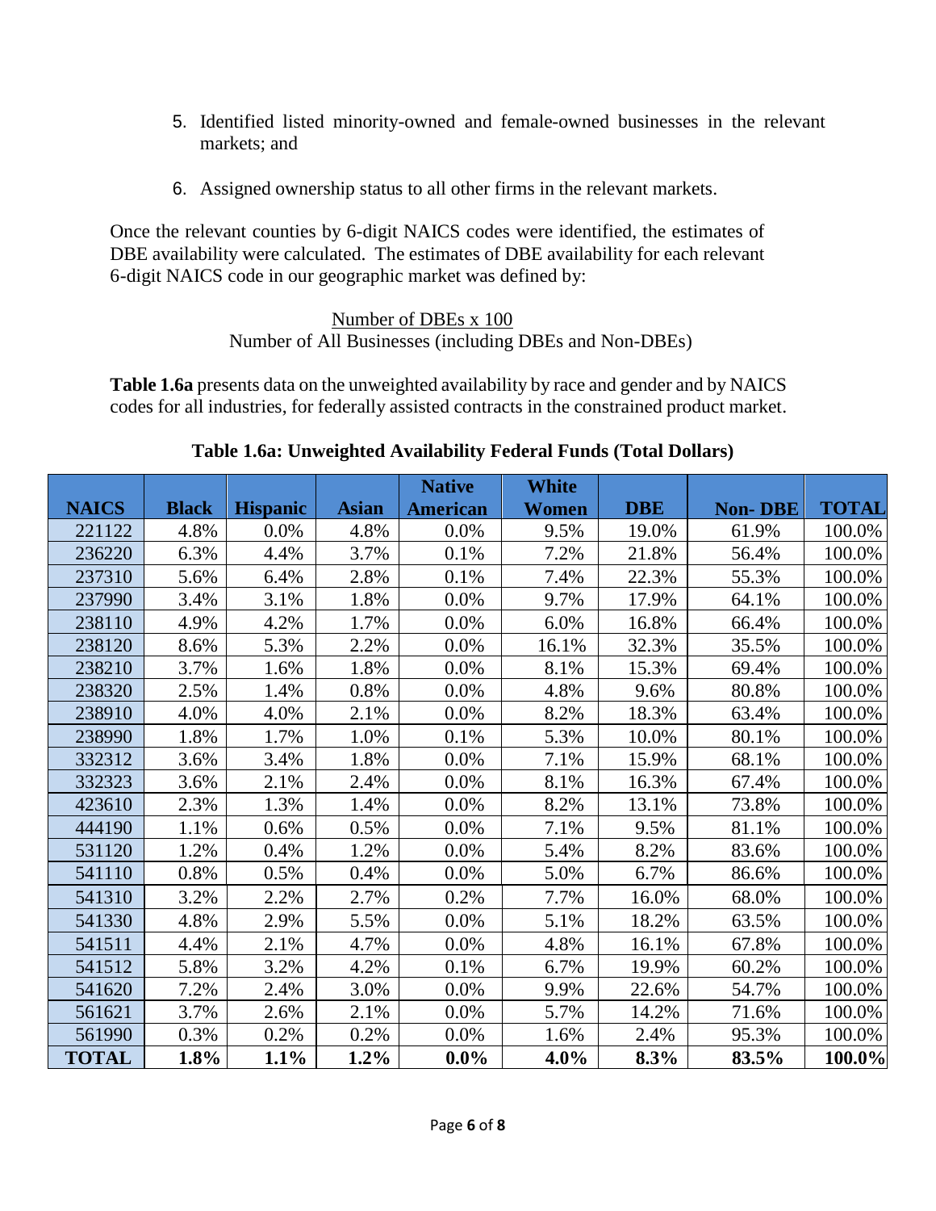5. Identified listed minority-owned and female-owned businesses in the relevant markets; and

6. Assigned ownership status to all other firms in the relevant markets.

Once the relevant counties by 6-digit NAICS codes were identified, the estimates of DBE availability were calculated. The estimates of DBE availability for each relevant 6-digit NAICS code in our geographic market was defined by:

$$\frac{\text{Number of DBEs x 100}}{\text{Number of All Businesses (including DBEs and Non-DBEs)}}$$

**Table 1.6a** presents data on the unweighted availability by race and gender and by NAICS codes for all industries, for federally assisted contracts in the constrained product market.

**Table 1.6a: Unweighted Availability Federal Funds (Total Dollars)**

| NAICS | Black | Hispanic | Asian | Native American | White Women | DBE | Non- DBE | TOTAL |
|---|---|---|---|---|---|---|---|---|
| 221122 | 4.8% | 0.0% | 4.8% | 0.0% | 9.5% | 19.0% | 61.9% | 100.0% |
| 236220 | 6.3% | 4.4% | 3.7% | 0.1% | 7.2% | 21.8% | 56.4% | 100.0% |
| 237310 | 5.6% | 6.4% | 2.8% | 0.1% | 7.4% | 22.3% | 55.3% | 100.0% |
| 237990 | 3.4% | 3.1% | 1.8% | 0.0% | 9.7% | 17.9% | 64.1% | 100.0% |
| 238110 | 4.9% | 4.2% | 1.7% | 0.0% | 6.0% | 16.8% | 66.4% | 100.0% |
| 238120 | 8.6% | 5.3% | 2.2% | 0.0% | 16.1% | 32.3% | 35.5% | 100.0% |
| 238210 | 3.7% | 1.6% | 1.8% | 0.0% | 8.1% | 15.3% | 69.4% | 100.0% |
| 238320 | 2.5% | 1.4% | 0.8% | 0.0% | 4.8% | 9.6% | 80.8% | 100.0% |
| 238910 | 4.0% | 4.0% | 2.1% | 0.0% | 8.2% | 18.3% | 63.4% | 100.0% |
| 238990 | 1.8% | 1.7% | 1.0% | 0.1% | 5.3% | 10.0% | 80.1% | 100.0% |
| 332312 | 3.6% | 3.4% | 1.8% | 0.0% | 7.1% | 15.9% | 68.1% | 100.0% |
| 332323 | 3.6% | 2.1% | 2.4% | 0.0% | 8.1% | 16.3% | 67.4% | 100.0% |
| 423610 | 2.3% | 1.3% | 1.4% | 0.0% | 8.2% | 13.1% | 73.8% | 100.0% |
| 444190 | 1.1% | 0.6% | 0.5% | 0.0% | 7.1% | 9.5% | 81.1% | 100.0% |
| 531120 | 1.2% | 0.4% | 1.2% | 0.0% | 5.4% | 8.2% | 83.6% | 100.0% |
| 541110 | 0.8% | 0.5% | 0.4% | 0.0% | 5.0% | 6.7% | 86.6% | 100.0% |
| 541310 | 3.2% | 2.2% | 2.7% | 0.2% | 7.7% | 16.0% | 68.0% | 100.0% |
| 541330 | 4.8% | 2.9% | 5.5% | 0.0% | 5.1% | 18.2% | 63.5% | 100.0% |
| 541511 | 4.4% | 2.1% | 4.7% | 0.0% | 4.8% | 16.1% | 67.8% | 100.0% |
| 541512 | 5.8% | 3.2% | 4.2% | 0.1% | 6.7% | 19.9% | 60.2% | 100.0% |
| 541620 | 7.2% | 2.4% | 3.0% | 0.0% | 9.9% | 22.6% | 54.7% | 100.0% |
| 561621 | 3.7% | 2.6% | 2.1% | 0.0% | 5.7% | 14.2% | 71.6% | 100.0% |
| 561990 | 0.3% | 0.2% | 0.2% | 0.0% | 1.6% | 2.4% | 95.3% | 100.0% |
| **TOTAL** | **1.8%** | **1.1%** | **1.2%** | **0.0%** | **4.0%** | **8.3%** | **83.5%** | **100.0%** |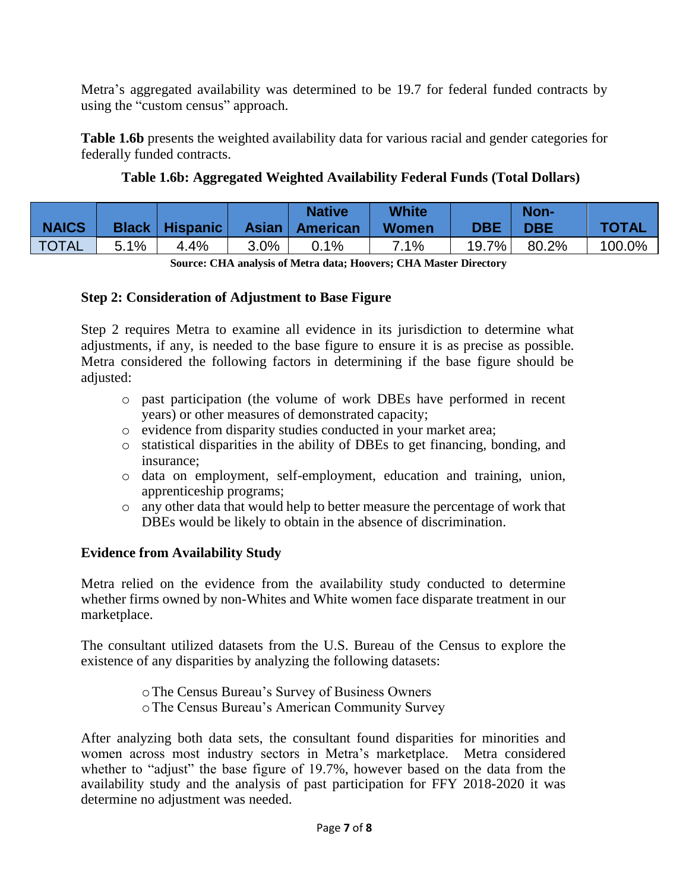Metra's aggregated availability was determined to be 19.7 for federal funded contracts by using the "custom census" approach.

**Table 1.6b** presents the weighted availability data for various racial and gender categories for federally funded contracts.

**Table 1.6b: Aggregated Weighted Availability Federal Funds (Total Dollars)**

| NAICS | Black | Hispanic | Asian | Native American | White Women | DBE | Non-DBE | TOTAL |
|---|---|---|---|---|---|---|---|---|
| TOTAL | 5.1% | 4.4% | 3.0% | 0.1% | 7.1% | 19.7% | 80.2% | 100.0% |

**Source: CHA analysis of Metra data; Hoovers; CHA Master Directory**

**Step 2: Consideration of Adjustment to Base Figure**

Step 2 requires Metra to examine all evidence in its jurisdiction to determine what adjustments, if any, is needed to the base figure to ensure it is as precise as possible. Metra considered the following factors in determining if the base figure should be adjusted:

- past participation (the volume of work DBEs have performed in recent years) or other measures of demonstrated capacity;
- evidence from disparity studies conducted in your market area;
- statistical disparities in the ability of DBEs to get financing, bonding, and insurance;
- data on employment, self-employment, education and training, union, apprenticeship programs;
- any other data that would help to better measure the percentage of work that DBEs would be likely to obtain in the absence of discrimination.

**Evidence from Availability Study**

Metra relied on the evidence from the availability study conducted to determine whether firms owned by non-Whites and White women face disparate treatment in our marketplace.

The consultant utilized datasets from the U.S. Bureau of the Census to explore the existence of any disparities by analyzing the following datasets:

- The Census Bureau's Survey of Business Owners
- The Census Bureau's American Community Survey

After analyzing both data sets, the consultant found disparities for minorities and women across most industry sectors in Metra's marketplace. Metra considered whether to "adjust" the base figure of 19.7%, however based on the data from the availability study and the analysis of past participation for FFY 2018-2020 it was determine no adjustment was needed.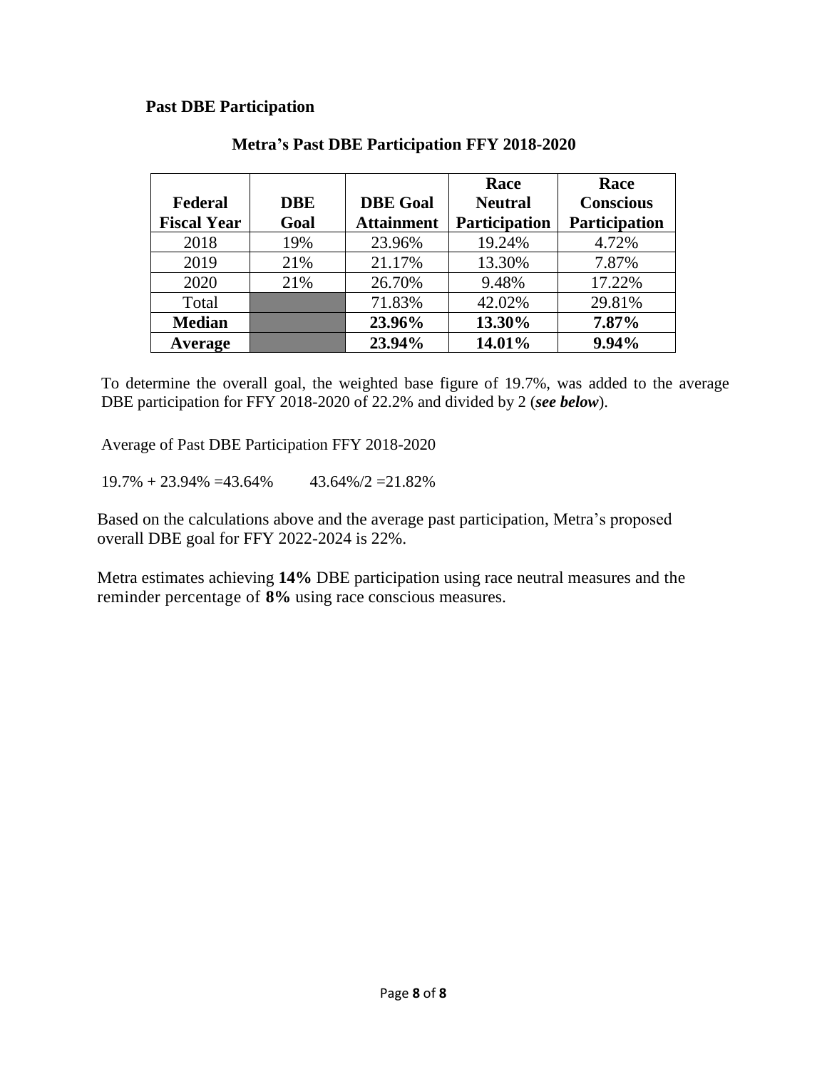## Past DBE Participation

### Metra's Past DBE Participation FFY 2018-2020

| Federal Fiscal Year | DBE Goal | DBE Goal Attainment | Race Neutral Participation | Race Conscious Participation |
|---|---|---|---|---|
| 2018 | 19% | 23.96% | 19.24% | 4.72% |
| 2019 | 21% | 21.17% | 13.30% | 7.87% |
| 2020 | 21% | 26.70% | 9.48% | 17.22% |
| Total | | 71.83% | 42.02% | 29.81% |
| **Median** | | **23.96%** | **13.30%** | **7.87%** |
| **Average** | | **23.94%** | **14.01%** | **9.94%** |

To determine the overall goal, the weighted base figure of 19.7%, was added to the average DBE participation for FFY 2018-2020 of 22.2% and divided by 2 (***see below***).

Average of Past DBE Participation FFY 2018-2020

19.7% + 23.94% =43.64%  43.64%/2 =21.82%

Based on the calculations above and the average past participation, Metra's proposed overall DBE goal for FFY 2022-2024 is 22%.

Metra estimates achieving **14%** DBE participation using race neutral measures and the reminder percentage of **8%** using race conscious measures.